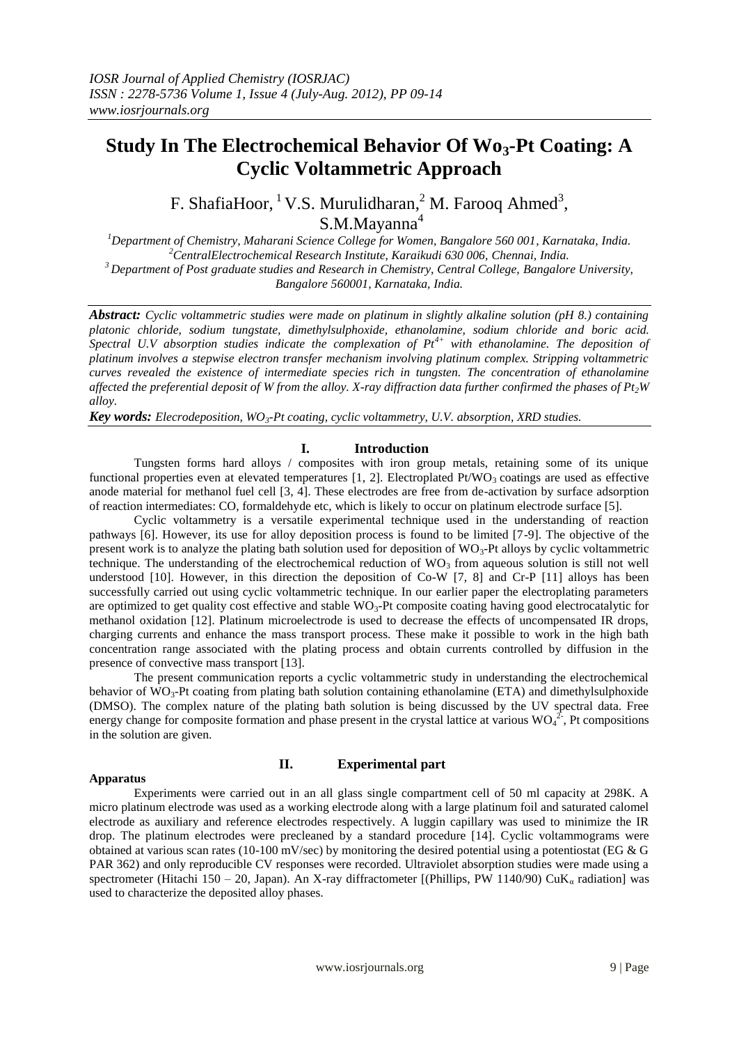# Study In The Electrochemical Behavior Of Wo$_3$-Pt Coating: A Cyclic Voltammetric Approach

F. ShafiaHoor, [1] V.S. Murulidharan, [2] M. Farooq Ahmed [3], S.M.Mayanna [4]

[1] Department of Chemistry, Maharani Science College for Women, Bangalore 560 001, Karnataka, India.
[2] CentralElectrochemical Research Institute, Karaikudi 630 006, Chennai, India.
[3] Department of Post graduate studies and Research in Chemistry, Central College, Bangalore University, Bangalore 560001, Karnataka, India.

***Abstract:*** *Cyclic voltammetric studies were made on platinum in slightly alkaline solution (pH 8.) containing platonic chloride, sodium tungstate, dimethylsulphoxide, ethanolamine, sodium chloride and boric acid. Spectral U.V absorption studies indicate the complexation of $Pt^{4+}$ with ethanolamine. The deposition of platinum involves a stepwise electron transfer mechanism involving platinum complex. Stripping voltammetric curves revealed the existence of intermediate species rich in tungsten. The concentration of ethanolamine affected the preferential deposit of W from the alloy. X-ray diffraction data further confirmed the phases of $Pt_2W$ alloy.*

***Key words:*** *Elecrodeposition, $WO_3$-Pt coating, cyclic voltammetry, U.V. absorption, XRD studies.*

## I. Introduction

Tungsten forms hard alloys / composites with iron group metals, retaining some of its unique functional properties even at elevated temperatures [1, 2]. Electroplated Pt/$WO_3$ coatings are used as effective anode material for methanol fuel cell [3, 4]. These electrodes are free from de-activation by surface adsorption of reaction intermediates: CO, formaldehyde etc, which is likely to occur on platinum electrode surface [5].

Cyclic voltammetry is a versatile experimental technique used in the understanding of reaction pathways [6]. However, its use for alloy deposition process is found to be limited [7-9]. The objective of the present work is to analyze the plating bath solution used for deposition of $WO_3$-Pt alloys by cyclic voltammetric technique. The understanding of the electrochemical reduction of $WO_3$ from aqueous solution is still not well understood [10]. However, in this direction the deposition of Co-W [7, 8] and Cr-P [11] alloys has been successfully carried out using cyclic voltammetric technique. In our earlier paper the electroplating parameters are optimized to get quality cost effective and stable $WO_3$-Pt composite coating having good electrocatalytic for methanol oxidation [12]. Platinum microelectrode is used to decrease the effects of uncompensated IR drops, charging currents and enhance the mass transport process. These make it possible to work in the high bath concentration range associated with the plating process and obtain currents controlled by diffusion in the presence of convective mass transport [13].

The present communication reports a cyclic voltammetric study in understanding the electrochemical behavior of $WO_3$-Pt coating from plating bath solution containing ethanolamine (ETA) and dimethylsulphoxide (DMSO). The complex nature of the plating bath solution is being discussed by the UV spectral data. Free energy change for composite formation and phase present in the crystal lattice at various $WO_4^{2-}$, Pt compositions in the solution are given.

## II. Experimental part

**Apparatus**

Experiments were carried out in an all glass single compartment cell of 50 ml capacity at 298K. A micro platinum electrode was used as a working electrode along with a large platinum foil and saturated calomel electrode as auxiliary and reference electrodes respectively. A luggin capillary was used to minimize the IR drop. The platinum electrodes were precleaned by a standard procedure [14]. Cyclic voltammograms were obtained at various scan rates (10-100 mV/sec) by monitoring the desired potential using a potentiostat (EG & G PAR 362) and only reproducible CV responses were recorded. Ultraviolet absorption studies were made using a spectrometer (Hitachi 150 – 20, Japan). An X-ray diffractometer [(Phillips, PW 1140/90) Cu$K_\alpha$ radiation] was used to characterize the deposited alloy phases.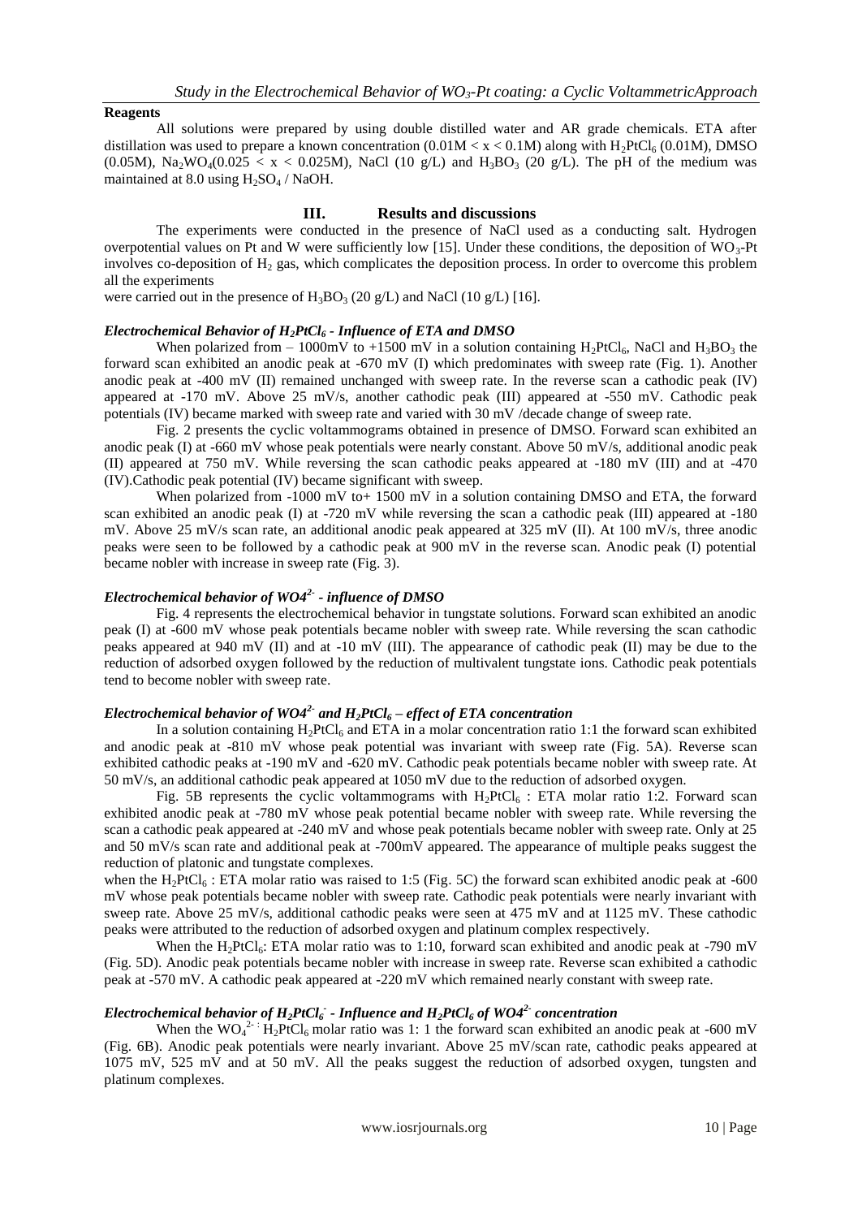**Reagents**

All solutions were prepared by using double distilled water and AR grade chemicals. ETA after distillation was used to prepare a known concentration ($0.01M < x < 0.1M$) along with $H_2PtCl_6$ (0.01M), DMSO (0.05M), $Na_2WO_4$($0.025 < x < 0.025M$), NaCl (10 g/L) and $H_3BO_3$ (20 g/L). The pH of the medium was maintained at 8.0 using $H_2SO_4$ / NaOH.

## III. Results and discussions

The experiments were conducted in the presence of NaCl used as a conducting salt. Hydrogen overpotential values on Pt and W were sufficiently low [15]. Under these conditions, the deposition of $WO_3$-Pt involves co-deposition of $H_2$ gas, which complicates the deposition process. In order to overcome this problem all the experiments

were carried out in the presence of $H_3BO_3$ (20 g/L) and NaCl (10 g/L) [16].

### *Electrochemical Behavior of $H_2PtCl_6$ - Influence of ETA and DMSO*

When polarized from – 1000mV to +1500 mV in a solution containing $H_2PtCl_6$, NaCl and $H_3BO_3$ the forward scan exhibited an anodic peak at -670 mV (I) which predominates with sweep rate (Fig. 1). Another anodic peak at -400 mV (II) remained unchanged with sweep rate. In the reverse scan a cathodic peak (IV) appeared at -170 mV. Above 25 mV/s, another cathodic peak (III) appeared at -550 mV. Cathodic peak potentials (IV) became marked with sweep rate and varied with 30 mV /decade change of sweep rate.

Fig. 2 presents the cyclic voltammograms obtained in presence of DMSO. Forward scan exhibited an anodic peak (I) at -660 mV whose peak potentials were nearly constant. Above 50 mV/s, additional anodic peak (II) appeared at 750 mV. While reversing the scan cathodic peaks appeared at -180 mV (III) and at -470 (IV).Cathodic peak potential (IV) became significant with sweep.

When polarized from -1000 mV to+ 1500 mV in a solution containing DMSO and ETA, the forward scan exhibited an anodic peak (I) at -720 mV while reversing the scan a cathodic peak (III) appeared at -180 mV. Above 25 mV/s scan rate, an additional anodic peak appeared at 325 mV (II). At 100 mV/s, three anodic peaks were seen to be followed by a cathodic peak at 900 mV in the reverse scan. Anodic peak (I) potential became nobler with increase in sweep rate (Fig. 3).

### *Electrochemical behavior of $WO4^{2-}$ - influence of DMSO*

Fig. 4 represents the electrochemical behavior in tungstate solutions. Forward scan exhibited an anodic peak (I) at -600 mV whose peak potentials became nobler with sweep rate. While reversing the scan cathodic peaks appeared at 940 mV (II) and at -10 mV (III). The appearance of cathodic peak (II) may be due to the reduction of adsorbed oxygen followed by the reduction of multivalent tungstate ions. Cathodic peak potentials tend to become nobler with sweep rate.

### *Electrochemical behavior of $WO4^{2-}$ and $H_2PtCl_6$ – effect of ETA concentration*

In a solution containing $H_2PtCl_6$ and ETA in a molar concentration ratio 1:1 the forward scan exhibited and anodic peak at -810 mV whose peak potential was invariant with sweep rate (Fig. 5A). Reverse scan exhibited cathodic peaks at -190 mV and -620 mV. Cathodic peak potentials became nobler with sweep rate. At 50 mV/s, an additional cathodic peak appeared at 1050 mV due to the reduction of adsorbed oxygen.

Fig. 5B represents the cyclic voltammograms with $H_2PtCl_6$ : ETA molar ratio 1:2. Forward scan exhibited anodic peak at -780 mV whose peak potential became nobler with sweep rate. While reversing the scan a cathodic peak appeared at -240 mV and whose peak potentials became nobler with sweep rate. Only at 25 and 50 mV/s scan rate and additional peak at -700mV appeared. The appearance of multiple peaks suggest the reduction of platonic and tungstate complexes.

when the $H_2PtCl_6$ : ETA molar ratio was raised to 1:5 (Fig. 5C) the forward scan exhibited anodic peak at -600 mV whose peak potentials became nobler with sweep rate. Cathodic peak potentials were nearly invariant with sweep rate. Above 25 mV/s, additional cathodic peaks were seen at 475 mV and at 1125 mV. These cathodic peaks were attributed to the reduction of adsorbed oxygen and platinum complex respectively.

When the $H_2PtCl_6$: ETA molar ratio was to 1:10, forward scan exhibited and anodic peak at -790 mV (Fig. 5D). Anodic peak potentials became nobler with increase in sweep rate. Reverse scan exhibited a cathodic peak at -570 mV. A cathodic peak appeared at -220 mV which remained nearly constant with sweep rate.

### *Electrochemical behavior of $H_2PtCl_6^-$ - Influence and $H_2PtCl_6$ of $WO4^{2-}$ concentration*

When the $WO_4^{2-}$ : $H_2PtCl_6$ molar ratio was 1: 1 the forward scan exhibited an anodic peak at -600 mV (Fig. 6B). Anodic peak potentials were nearly invariant. Above 25 mV/scan rate, cathodic peaks appeared at 1075 mV, 525 mV and at 50 mV. All the peaks suggest the reduction of adsorbed oxygen, tungsten and platinum complexes.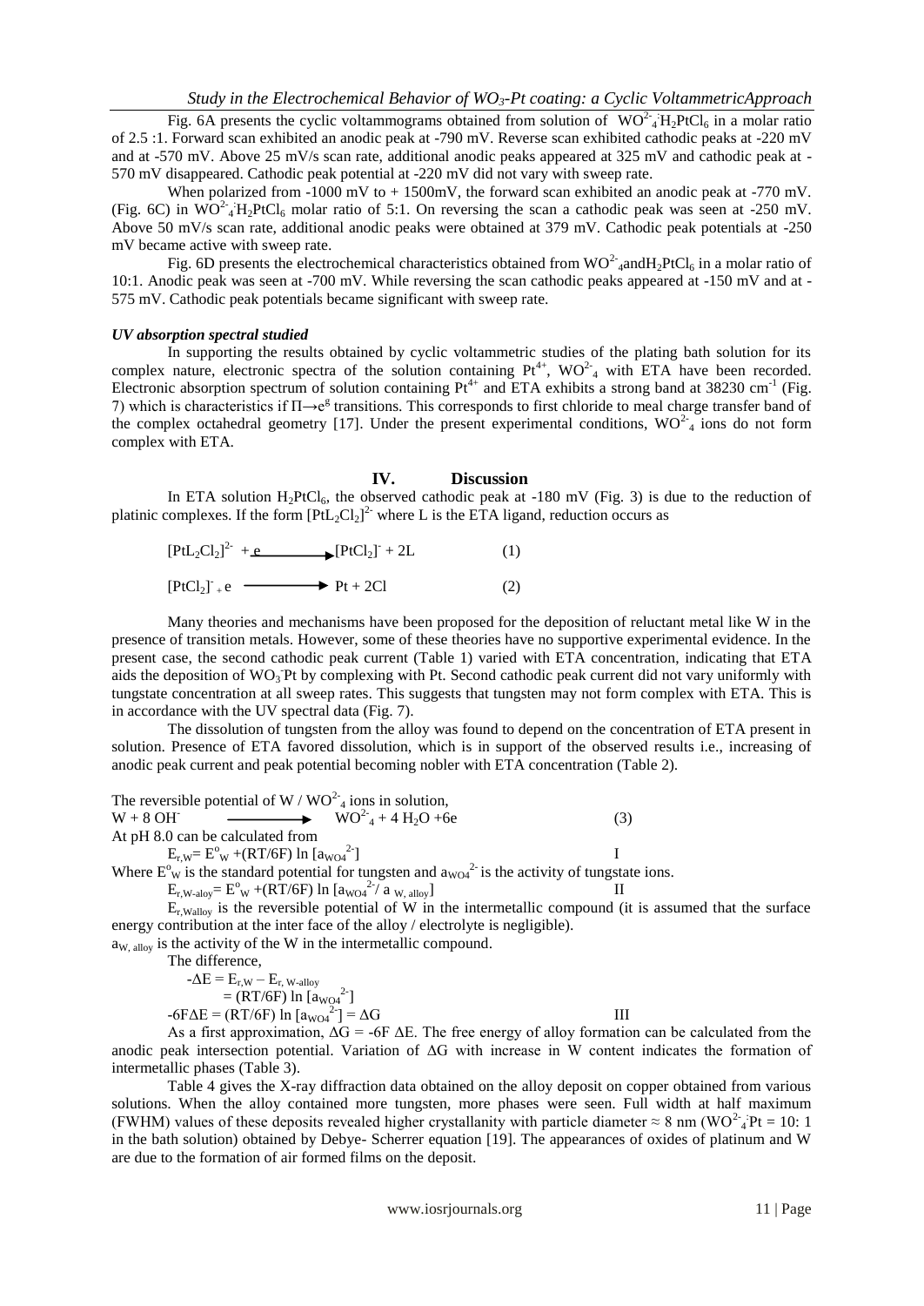Fig. 6A presents the cyclic voltammograms obtained from solution of $WO^{2-}_4$:$H_2PtCl_6$ in a molar ratio of 2.5 :1. Forward scan exhibited an anodic peak at -790 mV. Reverse scan exhibited cathodic peaks at -220 mV and at -570 mV. Above 25 mV/s scan rate, additional anodic peaks appeared at 325 mV and cathodic peak at -570 mV disappeared. Cathodic peak potential at -220 mV did not vary with sweep rate.

When polarized from -1000 mV to + 1500mV, the forward scan exhibited an anodic peak at -770 mV. (Fig. 6C) in $WO^{2-}_4$:$H_2PtCl_6$ molar ratio of 5:1. On reversing the scan a cathodic peak was seen at -250 mV. Above 50 mV/s scan rate, additional anodic peaks were obtained at 379 mV. Cathodic peak potentials at -250 mV became active with sweep rate.

Fig. 6D presents the electrochemical characteristics obtained from $WO^{2-}_4$and$H_2PtCl_6$ in a molar ratio of 10:1. Anodic peak was seen at -700 mV. While reversing the scan cathodic peaks appeared at -150 mV and at -575 mV. Cathodic peak potentials became significant with sweep rate.

### *UV absorption spectral studied*

In supporting the results obtained by cyclic voltammetric studies of the plating bath solution for its complex nature, electronic spectra of the solution containing $Pt^{4+}$, $WO^{2-}_4$ with ETA have been recorded. Electronic absorption spectrum of solution containing $Pt^{4+}$ and ETA exhibits a strong band at 38230 $cm^{-1}$ (Fig. 7) which is characteristics if $\Pi \rightarrow e^g$ transitions. This corresponds to first chloride to meal charge transfer band of the complex octahedral geometry [17]. Under the present experimental conditions, $WO^{2-}_4$ ions do not form complex with ETA.

## IV. Discussion

In ETA solution $H_2PtCl_6$, the observed cathodic peak at -180 mV (Fig. 3) is due to the reduction of platinic complexes. If the form $[PtL_2Cl_2]^{2-}$ where L is the ETA ligand, reduction occurs as

$$[PtL_2Cl_2]^{2-} + e \longrightarrow [PtCl_2]^- + 2L \qquad (1)$$

$$[PtCl_2]^- + e \longrightarrow Pt + 2Cl \qquad (2)$$

Many theories and mechanisms have been proposed for the deposition of reluctant metal like W in the presence of transition metals. However, some of these theories have no supportive experimental evidence. In the present case, the second cathodic peak current (Table 1) varied with ETA concentration, indicating that ETA aids the deposition of $WO_3$-Pt by complexing with Pt. Second cathodic peak current did not vary uniformly with tungstate concentration at all sweep rates. This suggests that tungsten may not form complex with ETA. This is in accordance with the UV spectral data (Fig. 7).

The dissolution of tungsten from the alloy was found to depend on the concentration of ETA present in solution. Presence of ETA favored dissolution, which is in support of the observed results i.e., increasing of anodic peak current and peak potential becoming nobler with ETA concentration (Table 2).

The reversible potential of W / $WO^{2-}_4$ ions in solution,

$$W + 8\,OH^- \longrightarrow WO^{2-}_4 + 4\,H_2O + 6e \qquad (3)$$

At pH 8.0 can be calculated from

$$E_{r,W} = E^o_W + (RT/6F) \ln [a_{WO4}{}^{2-}] \qquad \text{I}$$

Where $E^o_W$ is the standard potential for tungsten and $a_{WO4}{}^{2-}$ is the activity of tungstate ions.

$$E_{r,W\text{-}aloy} = E^o_W + (RT/6F) \ln [a_{WO4}{}^{2-} / a_{W,\,alloy}] \qquad \text{II}$$

$E_{r,Walloy}$ is the reversible potential of W in the intermetallic compound (it is assumed that the surface energy contribution at the inter face of the alloy / electrolyte is negligible).

$a_{W,\,alloy}$ is the activity of the W in the intermetallic compound.

The difference,

$$-\Delta E = E_{r,W} - E_{r,\,W\text{-}alloy}$$

$$= (RT/6F) \ln [a_{WO4}{}^{2-}]$$

$$-6F\Delta E = (RT/6F) \ln [a_{WO4}{}^{2-}] = \Delta G \qquad \text{III}$$

As a first approximation, $\Delta G = -6F\ \Delta E$. The free energy of alloy formation can be calculated from the anodic peak intersection potential. Variation of $\Delta G$ with increase in W content indicates the formation of intermetallic phases (Table 3).

Table 4 gives the X-ray diffraction data obtained on the alloy deposit on copper obtained from various solutions. When the alloy contained more tungsten, more phases were seen. Full width at half maximum (FWHM) values of these deposits revealed higher crystallanity with particle diameter ≈ 8 nm ($WO^{2-}_4$:Pt = 10: 1 in the bath solution) obtained by Debye- Scherrer equation [19]. The appearances of oxides of platinum and W are due to the formation of air formed films on the deposit.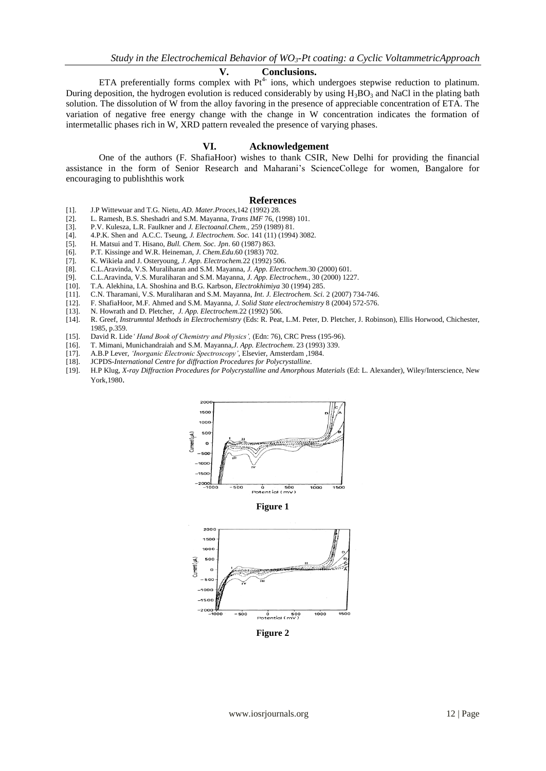## V. Conclusions.

ETA preferentially forms complex with $Pt^{4-}$ ions, which undergoes stepwise reduction to platinum. During deposition, the hydrogen evolution is reduced considerably by using $H_3BO_3$ and NaCl in the plating bath solution. The dissolution of W from the alloy favoring in the presence of appreciable concentration of ETA. The variation of negative free energy change with the change in W concentration indicates the formation of intermetallic phases rich in W, XRD pattern revealed the presence of varying phases.

## VI. Acknowledgement

One of the authors (F. ShafiaHoor) wishes to thank CSIR, New Delhi for providing the financial assistance in the form of Senior Research and Maharani's ScienceCollege for women, Bangalore for encouraging to publishthis work

## References

[1]. J.P Wittewuar and T.G. Nietu, *AD. Mater.Proces*,142 (1992) 28.
[2]. L. Ramesh, B.S. Sheshadri and S.M. Mayanna, *Trans IMF* 76, (1998) 101.
[3]. P.V. Kulesza, L.R. Faulkner and *J. Electoanal.Chem.*, 259 (1989) 81.
[4]. 4.P.K. Shen and A.C.C. Tseung, *J. Electrochem. Soc.* 141 (11) (1994) 3082.
[5]. H. Matsui and T. Hisano, *Bull. Chem. Soc. Jpn*. 60 (1987) 863.
[6]. P.T. Kissinge and W.R. Heineman, *J. Chem.Edu*.60 (1983) 702.
[7]. K. Wikiela and J. Osteryoung, *J. App. Electrochem.*22 (1992) 506.
[8]. C.L.Aravinda, V.S. Muraliharan and S.M. Mayanna, *J. App. Electrochem.*30 (2000) 601.
[9]. C.L.Aravinda, V.S. Muraliharan and S.M. Mayanna, *J. App. Electrochem.*, 30 (2000) 1227.
[10]. T.A. Alekhina, I.A. Shoshina and B.G. Karbson, *Electrokhimiya* 30 (1994) 285.
[11]. C.N. Tharamani, V.S. Muraliharan and S.M. Mayanna, *Int. J. Electrochem. Sci*. 2 (2007) 734-746.
[12]. F. ShafiaHoor, M.F. Ahmed and S.M. Mayanna, *J. Solid State electrochemistry* 8 (2004) 572-576.
[13]. N. Howrath and D. Pletcher, *J. App. Electrochem.*22 (1992) 506.
[14]. R. Greef, *Instrumntal Methods in Electrochemistry* (Eds: R. Peat, L.M. Peter, D. Pletcher, J. Robinson), Ellis Horwood, Chichester, 1985, p.359.
[15]. David R. Lide*' Hand Book of Chemistry and Physics',* (Edn: 76), CRC Press (195-96).
[16]. T. Mimani, Munichandraiah and S.M. Mayanna,*J. App. Electrochem*. 23 (1993) 339.
[17]. A.B.P Lever, *'Inorganic Electronic Spectroscopy'*, Elsevier, Amsterdam ,1984.
[18]. JCPDS-*International Centre for diffraction Procedures for Polycrystalline.*
[19]. H.P Klug, *X-ray Diffraction Procedures for Polycrystalline and Amorphous Materials* (Ed: L. Alexander), Wiley/Interscience, New York,1980.

**Figure 1**

**Figure 2**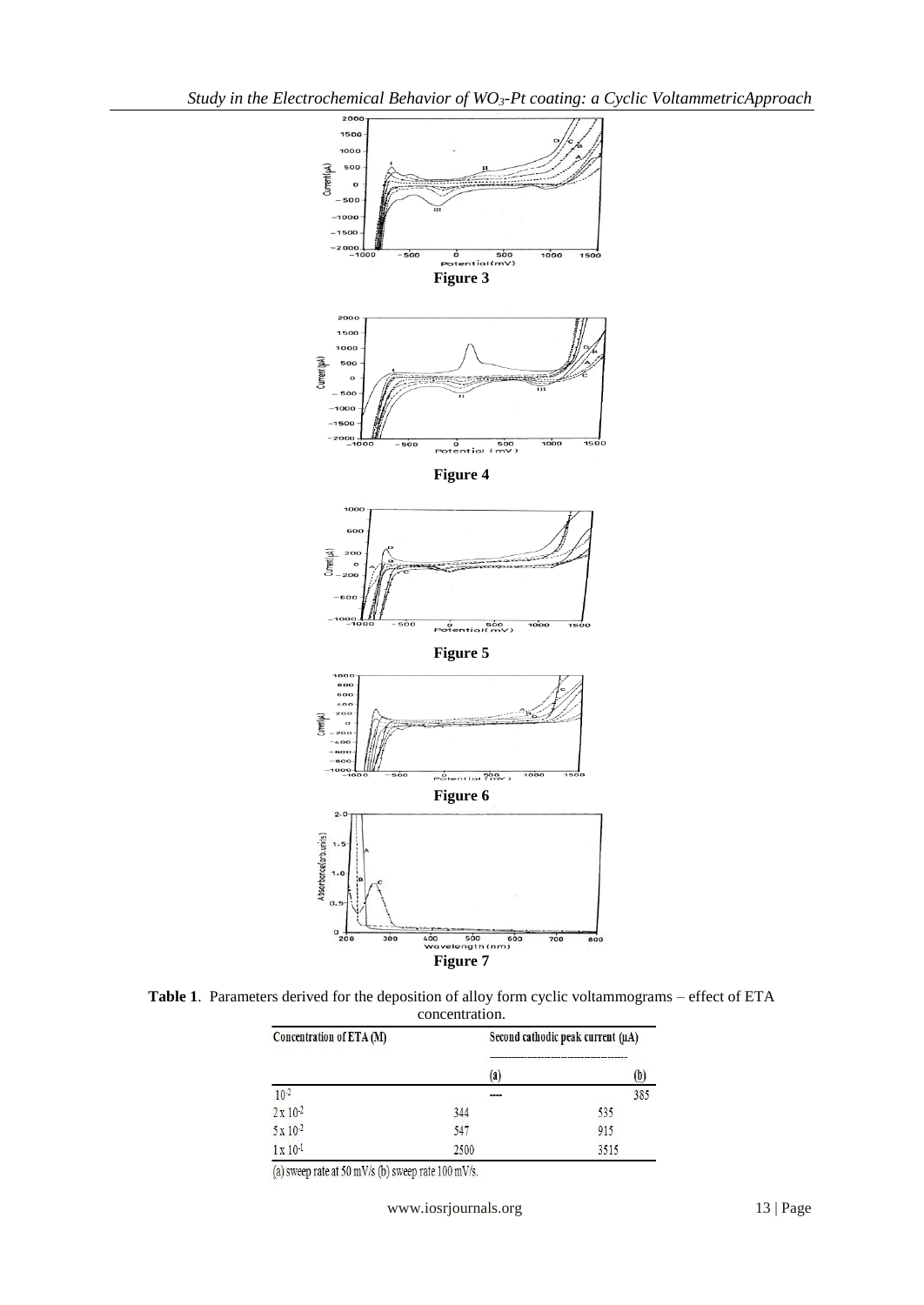**Figure 3**

**Figure 4**

**Figure 5**

**Figure 6**

**Figure 7**

**Table 1**. Parameters derived for the deposition of alloy form cyclic voltammograms – effect of ETA concentration.

| Concentration of ETA (M) | Second cathodic peak current (µA) | |
|---|---|---|
| | (a) | (b) |
| $10^{-2}$ | ---- | 385 |
| $2 \times 10^{-2}$ | 344 | 535 |
| $5 \times 10^{-2}$ | 547 | 915 |
| $1 \times 10^{-1}$ | 2500 | 3515 |

(a) sweep rate at 50 mV/s (b) sweep rate 100 mV/s.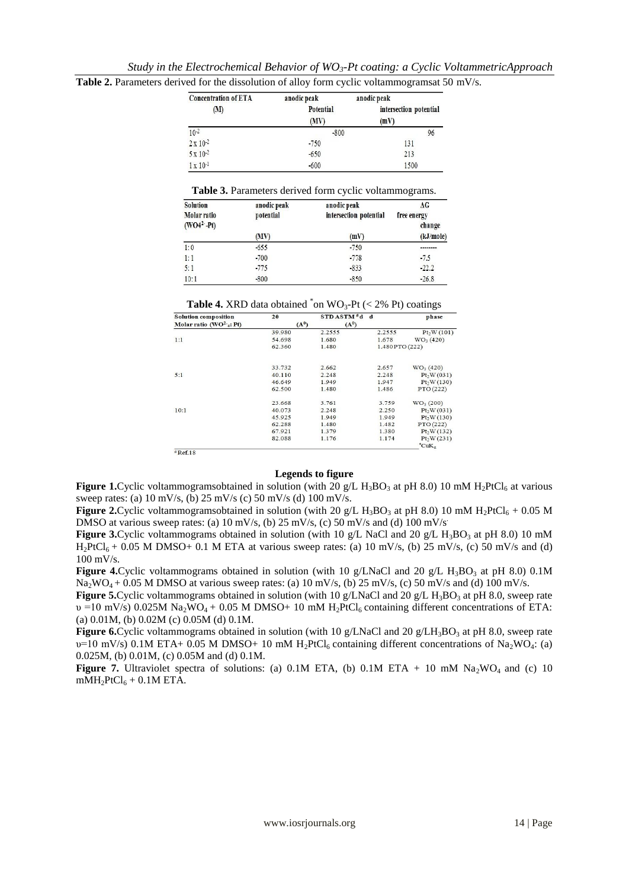**Table 2.** Parameters derived for the dissolution of alloy form cyclic voltammogramsat 50 mV/s.

| Concentration of ETA (M) | anodic peak Potential (MV) | anodic peak intersection potential (mV) |
|---|---|---|
| $10^{-2}$ | -800 | 96 |
| $2 \times 10^{-2}$ | -750 | 131 |
| $5 \times 10^{-2}$ | -650 | 213 |
| $1 \times 10^{-1}$ | -600 | 1500 |

**Table 3.** Parameters derived form cyclic voltammograms.

| Solution Molar ratio ($WO_4^{2-}$-Pt) | anodic peak potential (MV) | anodic peak intersection potential (mV) | ΔG free energy change (kJ/mole) |
|---|---|---|---|
| 1:0 | -655 | -750 | -------- |
| 1:1 | -700 | -778 | -7.5 |
| 5:1 | -775 | -833 | -22.2 |
| 10:1 | -800 | -850 | -26.8 |

**Table 4.** XRD data obtained *on $WO_3$-Pt (< 2% Pt) coatings

| Solution composition Molar ratio ($WO^{2-}_4$: Pt) | 2θ | STD ASTM #d (A$^0$) | d (A$^0$) | phase |
|---|---|---|---|---|
| | 39.980 | 2.2555 | 2.2555 | $Pt_2W$ (101) |
| 1:1 | 54.698 | 1.680 | 1.678 | $WO_3$ (420) |
| | 62.360 | 1.480 | 1.480 | PTO (222) |
| | 33.732 | 2.662 | 2.657 | $WO_3$ (420) |
| 5:1 | 40.110 | 2.248 | 2.248 | $Pt_2W$ (031) |
| | 46.649 | 1.949 | 1.947 | $Pt_2W$ (130) |
| | 62.500 | 1.480 | 1.486 | PTO (222) |
| | 23.668 | 3.761 | 3.759 | $WO_3$ (200) |
| 10:1 | 40.073 | 2.248 | 2.250 | $Pt_2W$ (031) |
| | 45.925 | 1.949 | 1.949 | $Pt_2W$ (130) |
| | 62.288 | 1.480 | 1.482 | PTO (222) |
| | 67.921 | 1.379 | 1.380 | $Pt_2W$ (132) |
| | 82.088 | 1.176 | 1.174 | $Pt_2W$ (231) |

*$CuK_\alpha$

#Ref.18

## Legends to figure

**Figure 1.**Cyclic voltammogramsobtained in solution (with 20 g/L $H_3BO_3$ at pH 8.0) 10 mM $H_2PtCl_6$ at various sweep rates: (a) 10 mV/s, (b) 25 mV/s (c) 50 mV/s (d) 100 mV/s.

**Figure 2.**Cyclic voltammogramsobtained in solution (with 20 g/L $H_3BO_3$ at pH 8.0) 10 mM $H_2PtCl_6$ + 0.05 M DMSO at various sweep rates: (a) 10 mV/s, (b) 25 mV/s, (c) 50 mV/s and (d) 100 mV/s.

**Figure 3.**Cyclic voltammograms obtained in solution (with 10 g/L NaCl and 20 g/L $H_3BO_3$ at pH 8.0) 10 mM $H_2PtCl_6$ + 0.05 M DMSO+ 0.1 M ETA at various sweep rates: (a) 10 mV/s, (b) 25 mV/s, (c) 50 mV/s and (d) 100 mV/s.

**Figure 4.**Cyclic voltammograms obtained in solution (with 10 g/LNaCl and 20 g/L $H_3BO_3$ at pH 8.0) 0.1M $Na_2WO_4$ + 0.05 M DMSO at various sweep rates: (a) 10 mV/s, (b) 25 mV/s, (c) 50 mV/s and (d) 100 mV/s.

**Figure 5.**Cyclic voltammograms obtained in solution (with 10 g/LNaCl and 20 g/L $H_3BO_3$ at pH 8.0, sweep rate υ =10 mV/s) 0.025M $Na_2WO_4$ + 0.05 M DMSO+ 10 mM $H_2PtCl_6$ containing different concentrations of ETA: (a) 0.01M, (b) 0.02M (c) 0.05M (d) 0.1M.

**Figure 6.**Cyclic voltammograms obtained in solution (with 10 g/LNaCl and 20 g/L$H_3BO_3$ at pH 8.0, sweep rate υ=10 mV/s) 0.1M ETA+ 0.05 M DMSO+ 10 mM $H_2PtCl_6$ containing different concentrations of $Na_2WO_4$: (a) 0.025M, (b) 0.01M, (c) 0.05M and (d) 0.1M.

**Figure 7.** Ultraviolet spectra of solutions: (a) 0.1M ETA, (b) 0.1M ETA + 10 mM $Na_2WO_4$ and (c) 10 mM$H_2PtCl_6$ + 0.1M ETA.